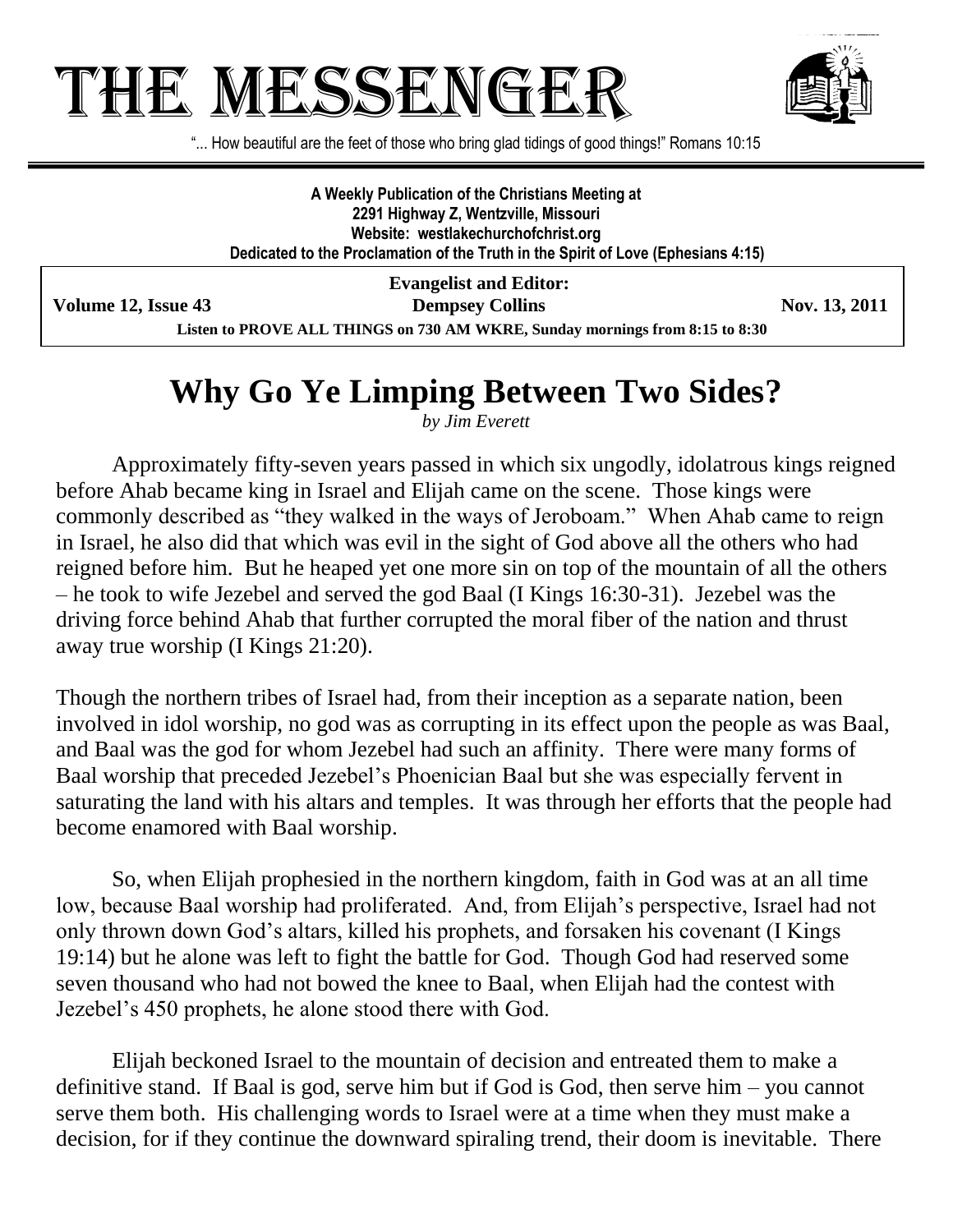# THE MESSENGER

"... How beautiful are the feet of those who bring glad tidings of good things!" Romans 10:15

**A Weekly Publication of the Christians Meeting at**
**2291 Highway Z, Wentzville, Missouri**
**Website: westlakechurchofchrist.org**
**Dedicated to the Proclamation of the Truth in the Spirit of Love (Ephesians 4:15)**

**Volume 12, Issue 43** | **Evangelist and Editor: Dempsey Collins** | **Nov. 13, 2011**

**Listen to PROVE ALL THINGS on 730 AM WKRE, Sunday mornings from 8:15 to 8:30**

# Why Go Ye Limping Between Two Sides?

*by Jim Everett*

Approximately fifty-seven years passed in which six ungodly, idolatrous kings reigned before Ahab became king in Israel and Elijah came on the scene. Those kings were commonly described as "they walked in the ways of Jeroboam." When Ahab came to reign in Israel, he also did that which was evil in the sight of God above all the others who had reigned before him. But he heaped yet one more sin on top of the mountain of all the others – he took to wife Jezebel and served the god Baal (I Kings 16:30-31). Jezebel was the driving force behind Ahab that further corrupted the moral fiber of the nation and thrust away true worship (I Kings 21:20).

Though the northern tribes of Israel had, from their inception as a separate nation, been involved in idol worship, no god was as corrupting in its effect upon the people as was Baal, and Baal was the god for whom Jezebel had such an affinity. There were many forms of Baal worship that preceded Jezebel's Phoenician Baal but she was especially fervent in saturating the land with his altars and temples. It was through her efforts that the people had become enamored with Baal worship.

So, when Elijah prophesied in the northern kingdom, faith in God was at an all time low, because Baal worship had proliferated. And, from Elijah's perspective, Israel had not only thrown down God's altars, killed his prophets, and forsaken his covenant (I Kings 19:14) but he alone was left to fight the battle for God. Though God had reserved some seven thousand who had not bowed the knee to Baal, when Elijah had the contest with Jezebel's 450 prophets, he alone stood there with God.

Elijah beckoned Israel to the mountain of decision and entreated them to make a definitive stand. If Baal is god, serve him but if God is God, then serve him – you cannot serve them both. His challenging words to Israel were at a time when they must make a decision, for if they continue the downward spiraling trend, their doom is inevitable. There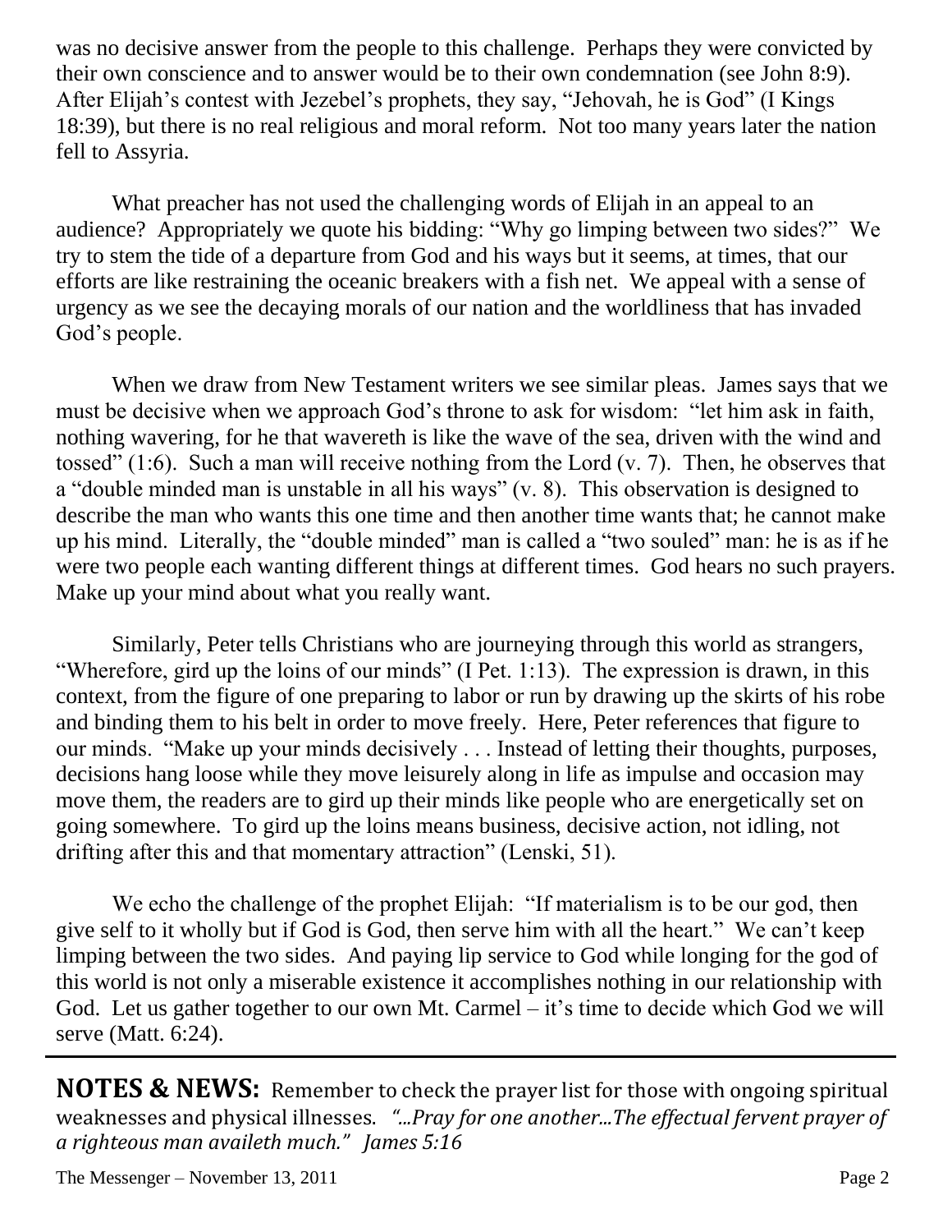was no decisive answer from the people to this challenge. Perhaps they were convicted by their own conscience and to answer would be to their own condemnation (see John 8:9). After Elijah's contest with Jezebel's prophets, they say, "Jehovah, he is God" (I Kings 18:39), but there is no real religious and moral reform. Not too many years later the nation fell to Assyria.

What preacher has not used the challenging words of Elijah in an appeal to an audience? Appropriately we quote his bidding: "Why go limping between two sides?" We try to stem the tide of a departure from God and his ways but it seems, at times, that our efforts are like restraining the oceanic breakers with a fish net. We appeal with a sense of urgency as we see the decaying morals of our nation and the worldliness that has invaded God's people.

When we draw from New Testament writers we see similar pleas. James says that we must be decisive when we approach God's throne to ask for wisdom: "let him ask in faith, nothing wavering, for he that wavereth is like the wave of the sea, driven with the wind and tossed" (1:6). Such a man will receive nothing from the Lord (v. 7). Then, he observes that a "double minded man is unstable in all his ways" (v. 8). This observation is designed to describe the man who wants this one time and then another time wants that; he cannot make up his mind. Literally, the "double minded" man is called a "two souled" man: he is as if he were two people each wanting different things at different times. God hears no such prayers. Make up your mind about what you really want.

Similarly, Peter tells Christians who are journeying through this world as strangers, "Wherefore, gird up the loins of our minds" (I Pet. 1:13). The expression is drawn, in this context, from the figure of one preparing to labor or run by drawing up the skirts of his robe and binding them to his belt in order to move freely. Here, Peter references that figure to our minds. "Make up your minds decisively . . . Instead of letting their thoughts, purposes, decisions hang loose while they move leisurely along in life as impulse and occasion may move them, the readers are to gird up their minds like people who are energetically set on going somewhere. To gird up the loins means business, decisive action, not idling, not drifting after this and that momentary attraction" (Lenski, 51).

We echo the challenge of the prophet Elijah: "If materialism is to be our god, then give self to it wholly but if God is God, then serve him with all the heart." We can't keep limping between the two sides. And paying lip service to God while longing for the god of this world is not only a miserable existence it accomplishes nothing in our relationship with God. Let us gather together to our own Mt. Carmel – it's time to decide which God we will serve (Matt. 6:24).

---

**NOTES & NEWS:** Remember to check the prayer list for those with ongoing spiritual weaknesses and physical illnesses. *"...Pray for one another...The effectual fervent prayer of a righteous man availeth much." James 5:16*